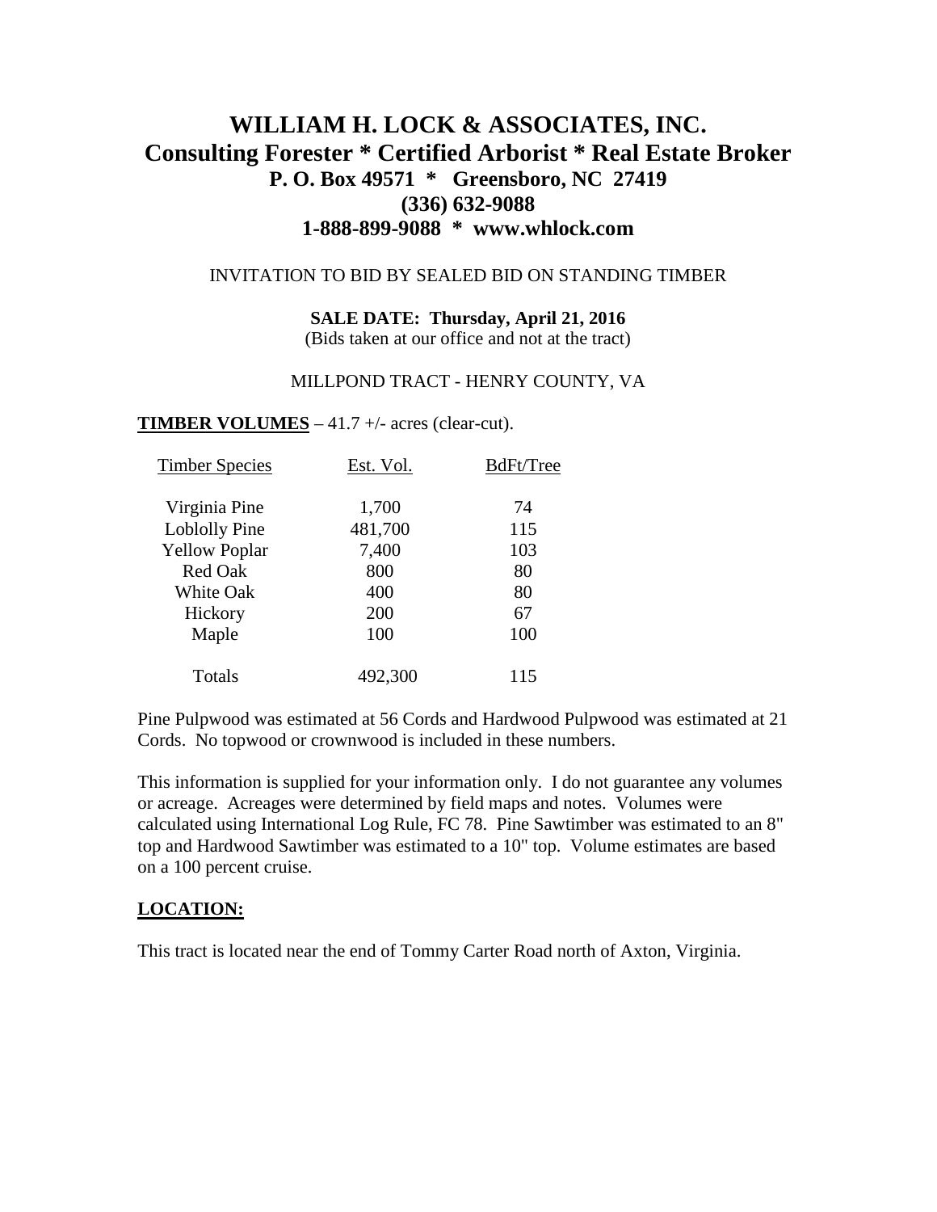# WILLIAM H. LOCK & ASSOCIATES, INC.
## Consulting Forester * Certified Arborist * Real Estate Broker
### P. O. Box 49571 * Greensboro, NC 27419
### (336) 632-9088
### 1-888-899-9088 * www.whlock.com

INVITATION TO BID BY SEALED BID ON STANDING TIMBER

**SALE DATE: Thursday, April 21, 2016**
(Bids taken at our office and not at the tract)

MILLPOND TRACT - HENRY COUNTY, VA

**TIMBER VOLUMES** – 41.7 +/- acres (clear-cut).

| Timber Species | Est. Vol. | BdFt/Tree |
|---|---|---|
| Virginia Pine | 1,700 | 74 |
| Loblolly Pine | 481,700 | 115 |
| Yellow Poplar | 7,400 | 103 |
| Red Oak | 800 | 80 |
| White Oak | 400 | 80 |
| Hickory | 200 | 67 |
| Maple | 100 | 100 |
| Totals | 492,300 | 115 |

Pine Pulpwood was estimated at 56 Cords and Hardwood Pulpwood was estimated at 21 Cords. No topwood or crownwood is included in these numbers.

This information is supplied for your information only. I do not guarantee any volumes or acreage. Acreages were determined by field maps and notes. Volumes were calculated using International Log Rule, FC 78. Pine Sawtimber was estimated to an 8" top and Hardwood Sawtimber was estimated to a 10" top. Volume estimates are based on a 100 percent cruise.

**LOCATION:**

This tract is located near the end of Tommy Carter Road north of Axton, Virginia.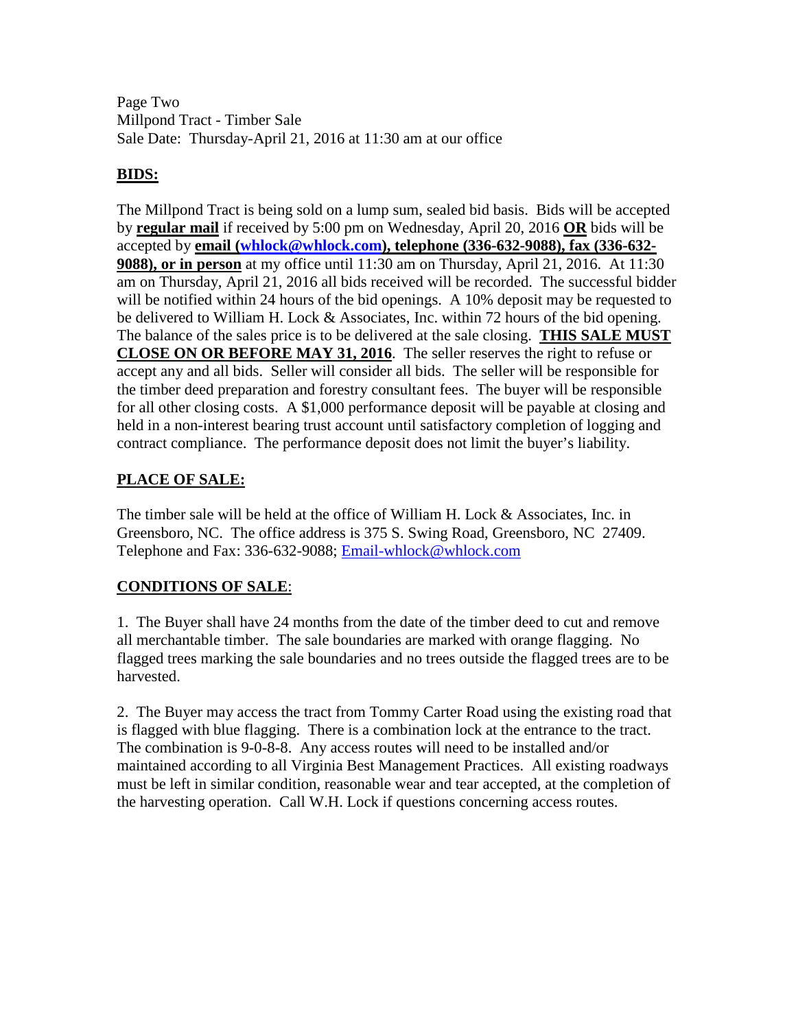Page Two
Millpond Tract - Timber Sale
Sale Date: Thursday-April 21, 2016 at 11:30 am at our office

## BIDS:

The Millpond Tract is being sold on a lump sum, sealed bid basis. Bids will be accepted by **regular mail** if received by 5:00 pm on Wednesday, April 20, 2016 **OR** bids will be accepted by **email (whlock@whlock.com), telephone (336-632-9088), fax (336-632-9088), or in person** at my office until 11:30 am on Thursday, April 21, 2016. At 11:30 am on Thursday, April 21, 2016 all bids received will be recorded. The successful bidder will be notified within 24 hours of the bid openings. A 10% deposit may be requested to be delivered to William H. Lock & Associates, Inc. within 72 hours of the bid opening. The balance of the sales price is to be delivered at the sale closing. **THIS SALE MUST CLOSE ON OR BEFORE MAY 31, 2016**. The seller reserves the right to refuse or accept any and all bids. Seller will consider all bids. The seller will be responsible for the timber deed preparation and forestry consultant fees. The buyer will be responsible for all other closing costs. A $1,000 performance deposit will be payable at closing and held in a non-interest bearing trust account until satisfactory completion of logging and contract compliance. The performance deposit does not limit the buyer's liability.

## PLACE OF SALE:

The timber sale will be held at the office of William H. Lock & Associates, Inc. in Greensboro, NC. The office address is 375 S. Swing Road, Greensboro, NC 27409. Telephone and Fax: 336-632-9088; Email-whlock@whlock.com

## CONDITIONS OF SALE:

1. The Buyer shall have 24 months from the date of the timber deed to cut and remove all merchantable timber. The sale boundaries are marked with orange flagging. No flagged trees marking the sale boundaries and no trees outside the flagged trees are to be harvested.

2. The Buyer may access the tract from Tommy Carter Road using the existing road that is flagged with blue flagging. There is a combination lock at the entrance to the tract. The combination is 9-0-8-8. Any access routes will need to be installed and/or maintained according to all Virginia Best Management Practices. All existing roadways must be left in similar condition, reasonable wear and tear accepted, at the completion of the harvesting operation. Call W.H. Lock if questions concerning access routes.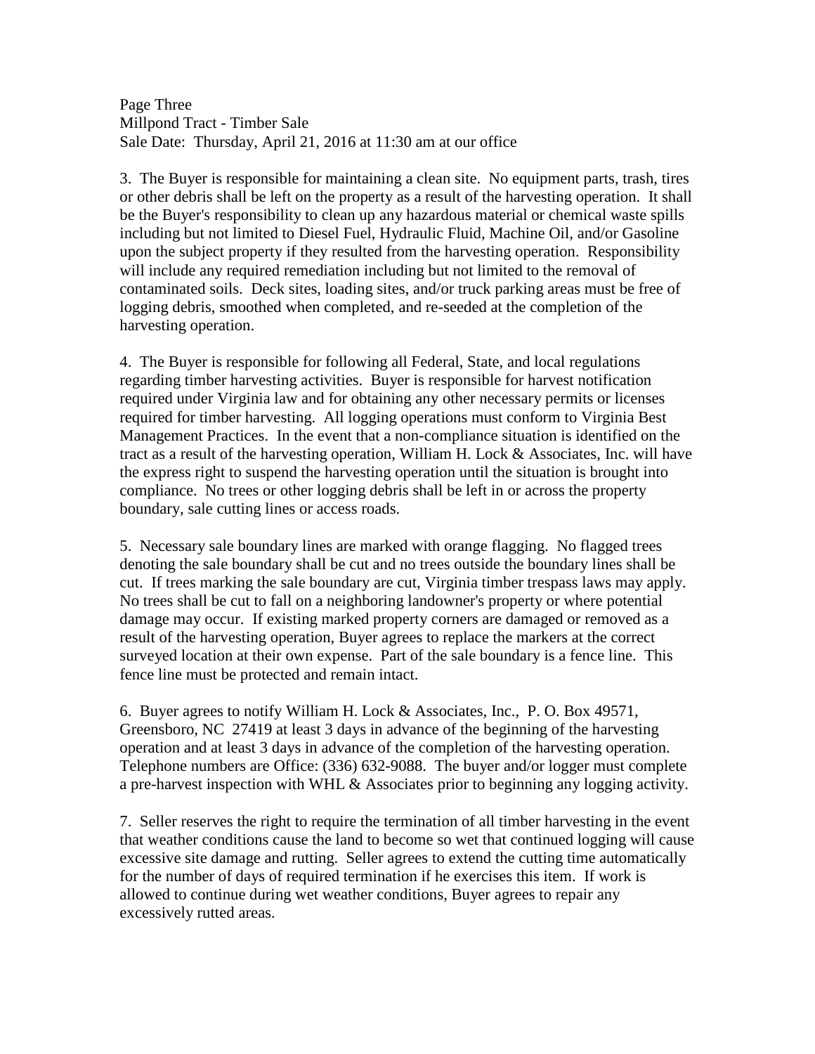3. The Buyer is responsible for maintaining a clean site. No equipment parts, trash, tires or other debris shall be left on the property as a result of the harvesting operation. It shall be the Buyer's responsibility to clean up any hazardous material or chemical waste spills including but not limited to Diesel Fuel, Hydraulic Fluid, Machine Oil, and/or Gasoline upon the subject property if they resulted from the harvesting operation. Responsibility will include any required remediation including but not limited to the removal of contaminated soils. Deck sites, loading sites, and/or truck parking areas must be free of logging debris, smoothed when completed, and re-seeded at the completion of the harvesting operation.

4. The Buyer is responsible for following all Federal, State, and local regulations regarding timber harvesting activities. Buyer is responsible for harvest notification required under Virginia law and for obtaining any other necessary permits or licenses required for timber harvesting. All logging operations must conform to Virginia Best Management Practices. In the event that a non-compliance situation is identified on the tract as a result of the harvesting operation, William H. Lock & Associates, Inc. will have the express right to suspend the harvesting operation until the situation is brought into compliance. No trees or other logging debris shall be left in or across the property boundary, sale cutting lines or access roads.

5. Necessary sale boundary lines are marked with orange flagging. No flagged trees denoting the sale boundary shall be cut and no trees outside the boundary lines shall be cut. If trees marking the sale boundary are cut, Virginia timber trespass laws may apply. No trees shall be cut to fall on a neighboring landowner's property or where potential damage may occur. If existing marked property corners are damaged or removed as a result of the harvesting operation, Buyer agrees to replace the markers at the correct surveyed location at their own expense. Part of the sale boundary is a fence line. This fence line must be protected and remain intact.

6. Buyer agrees to notify William H. Lock & Associates, Inc., P. O. Box 49571, Greensboro, NC 27419 at least 3 days in advance of the beginning of the harvesting operation and at least 3 days in advance of the completion of the harvesting operation. Telephone numbers are Office: (336) 632-9088. The buyer and/or logger must complete a pre-harvest inspection with WHL & Associates prior to beginning any logging activity.

7. Seller reserves the right to require the termination of all timber harvesting in the event that weather conditions cause the land to become so wet that continued logging will cause excessive site damage and rutting. Seller agrees to extend the cutting time automatically for the number of days of required termination if he exercises this item. If work is allowed to continue during wet weather conditions, Buyer agrees to repair any excessively rutted areas.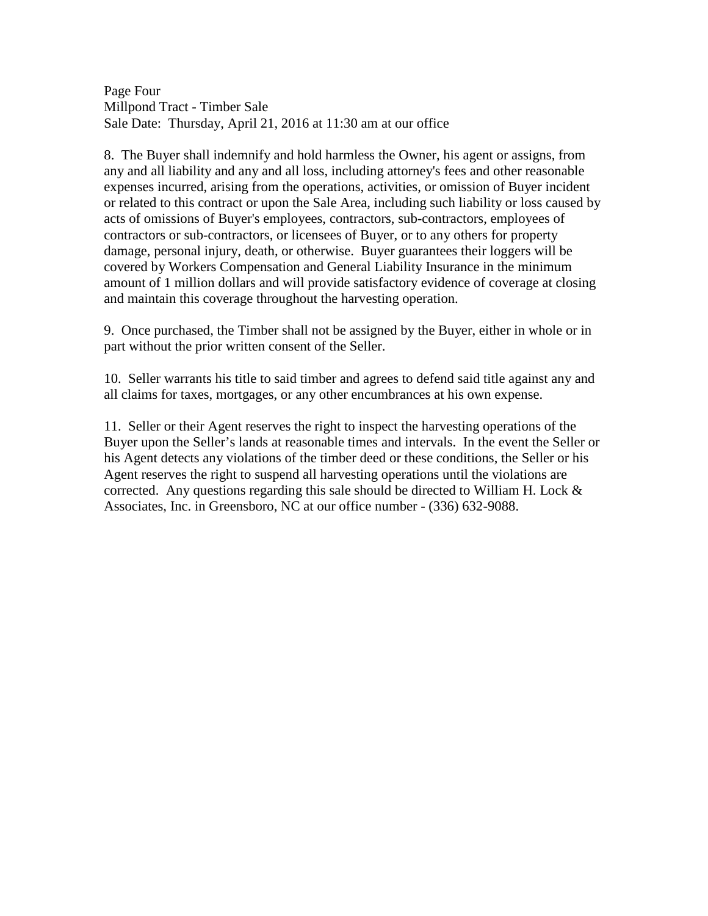8. The Buyer shall indemnify and hold harmless the Owner, his agent or assigns, from any and all liability and any and all loss, including attorney's fees and other reasonable expenses incurred, arising from the operations, activities, or omission of Buyer incident or related to this contract or upon the Sale Area, including such liability or loss caused by acts of omissions of Buyer's employees, contractors, sub-contractors, employees of contractors or sub-contractors, or licensees of Buyer, or to any others for property damage, personal injury, death, or otherwise. Buyer guarantees their loggers will be covered by Workers Compensation and General Liability Insurance in the minimum amount of 1 million dollars and will provide satisfactory evidence of coverage at closing and maintain this coverage throughout the harvesting operation.

9. Once purchased, the Timber shall not be assigned by the Buyer, either in whole or in part without the prior written consent of the Seller.

10. Seller warrants his title to said timber and agrees to defend said title against any and all claims for taxes, mortgages, or any other encumbrances at his own expense.

11. Seller or their Agent reserves the right to inspect the harvesting operations of the Buyer upon the Seller's lands at reasonable times and intervals. In the event the Seller or his Agent detects any violations of the timber deed or these conditions, the Seller or his Agent reserves the right to suspend all harvesting operations until the violations are corrected. Any questions regarding this sale should be directed to William H. Lock & Associates, Inc. in Greensboro, NC at our office number - (336) 632-9088.